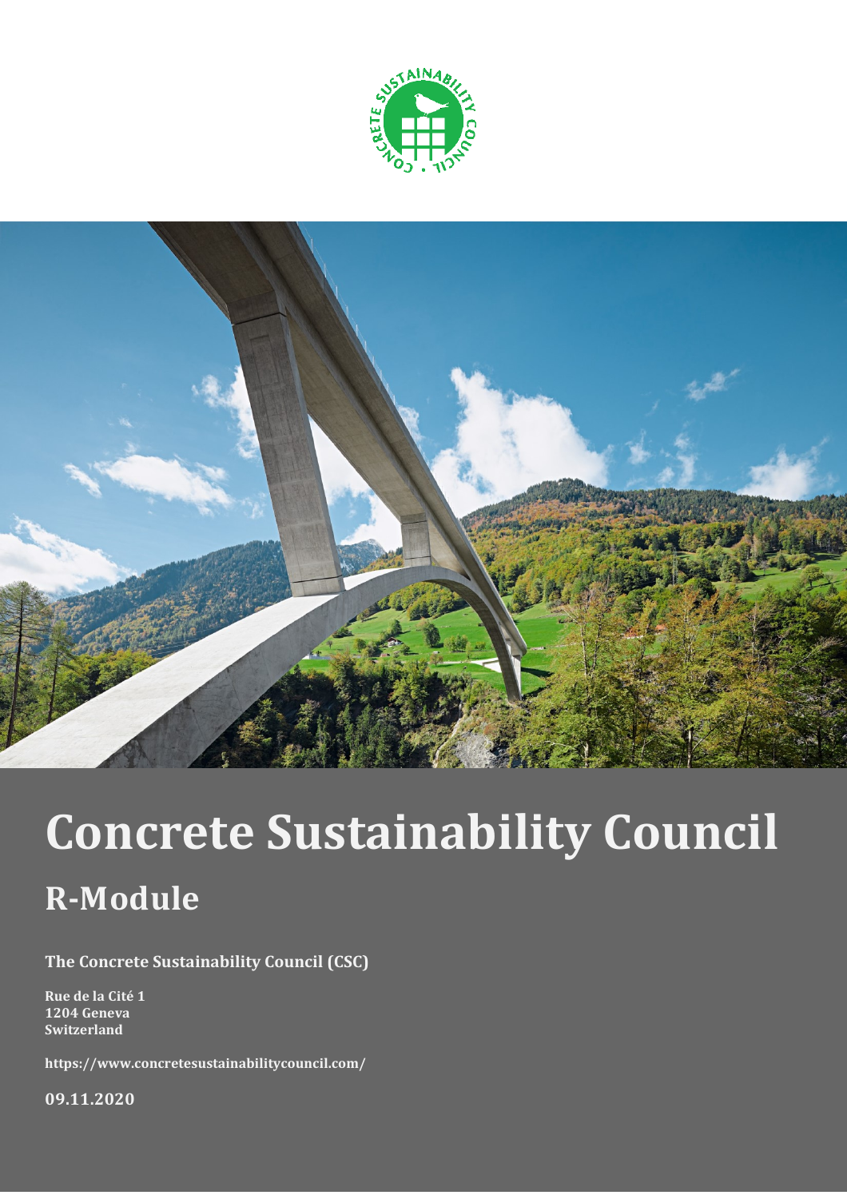# Concrete Sustainability Council

## R-Module

**The Concrete Sustainability Council (CSC)**

**Rue de la Cité 1**
**1204 Geneva**
**Switzerland**

**https://www.concretesustainabilitycouncil.com/**

**09.11.2020**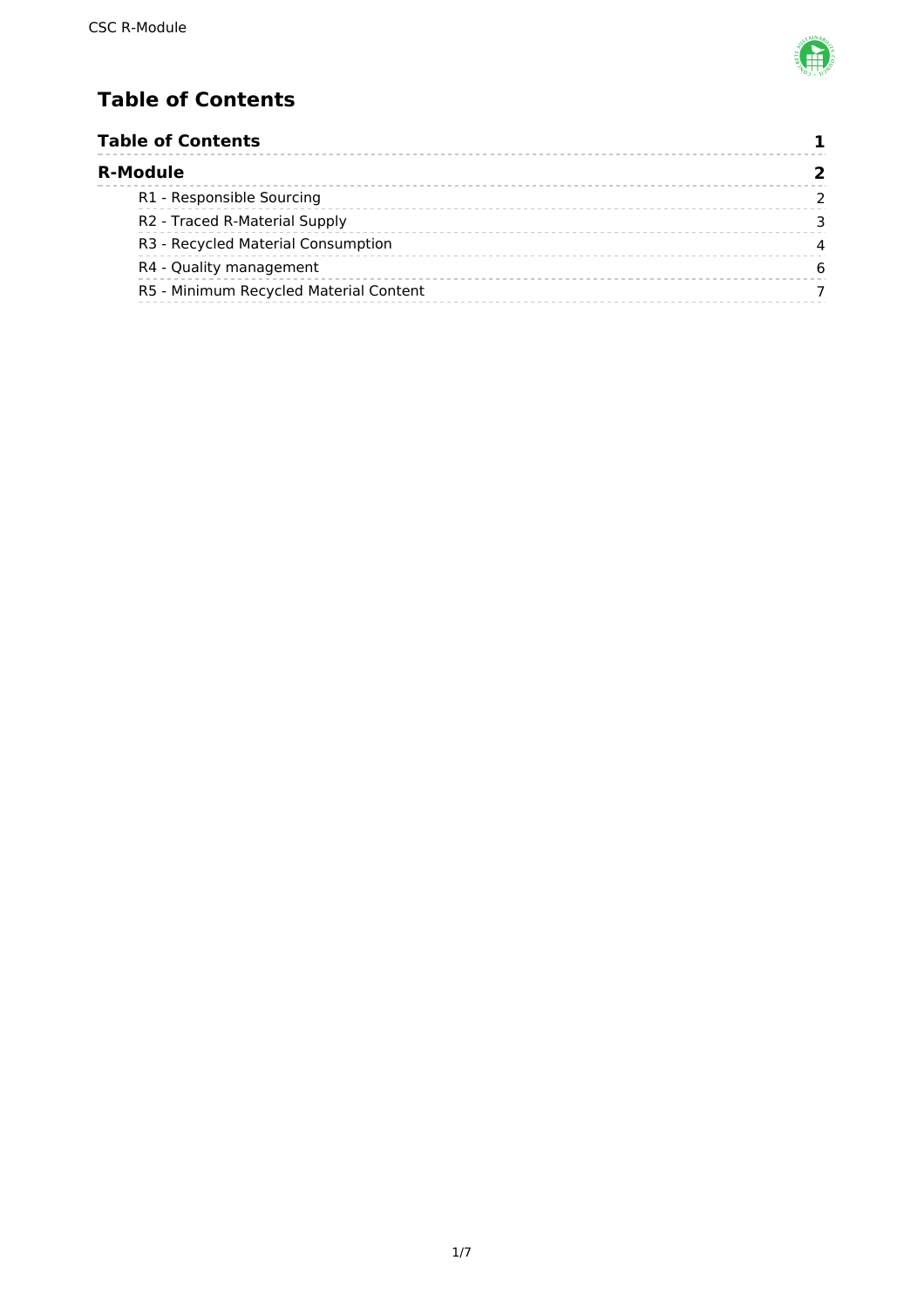# Table of Contents

| | |
|---|---|
| **Table of Contents** | **1** |
| **R-Module** | **2** |
| R1 - Responsible Sourcing | 2 |
| R2 - Traced R-Material Supply | 3 |
| R3 - Recycled Material Consumption | 4 |
| R4 - Quality management | 6 |
| R5 - Minimum Recycled Material Content | 7 |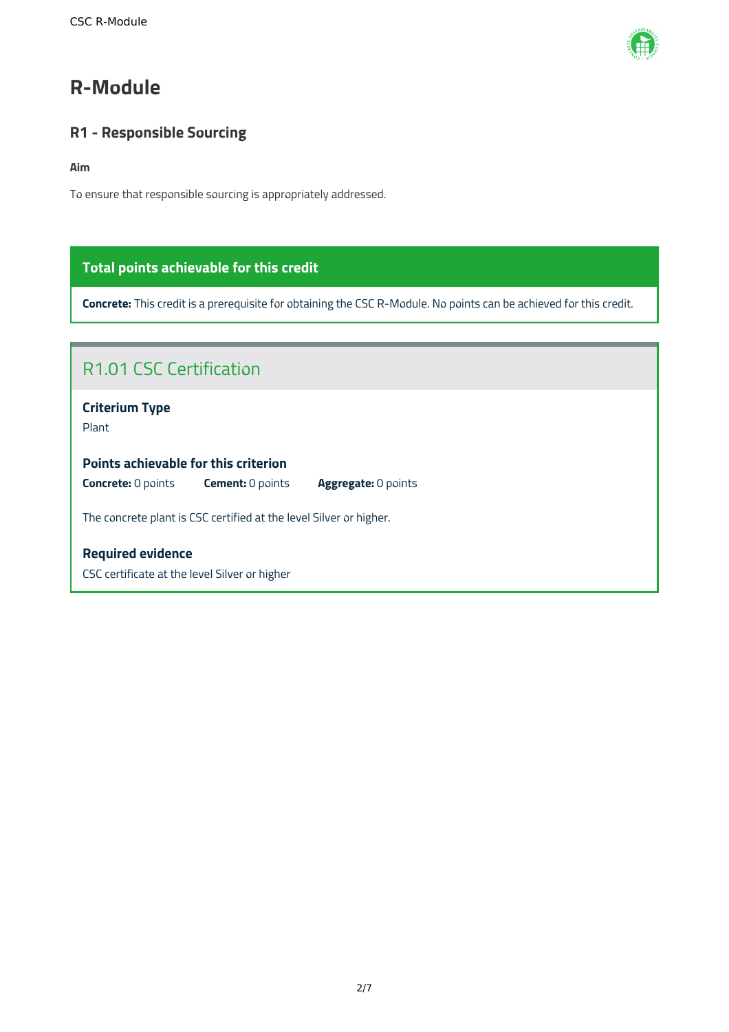# R-Module

## R1 - Responsible Sourcing

**Aim**

To ensure that responsible sourcing is appropriately addressed.

**Total points achievable for this credit**

**Concrete:** This credit is a prerequisite for obtaining the CSC R-Module. No points can be achieved for this credit.

### R1.01 CSC Certification

**Criterium Type**

Plant

**Points achievable for this criterion**

**Concrete:** 0 points **Cement:** 0 points **Aggregate:** 0 points

The concrete plant is CSC certified at the level Silver or higher.

**Required evidence**

CSC certificate at the level Silver or higher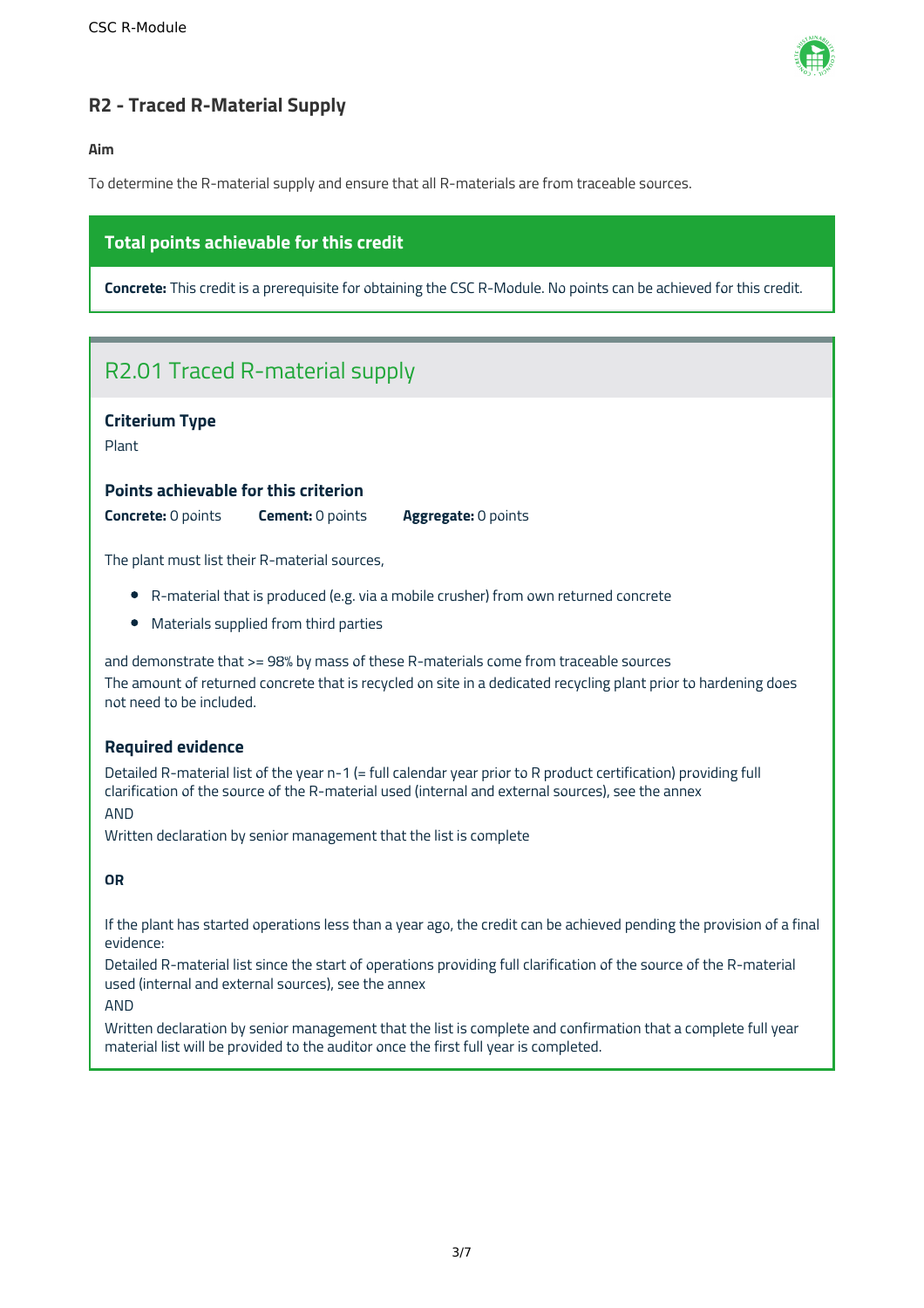## R2 - Traced R-Material Supply

**Aim**

To determine the R-material supply and ensure that all R-materials are from traceable sources.

### Total points achievable for this credit

**Concrete:** This credit is a prerequisite for obtaining the CSC R-Module. No points can be achieved for this credit.

## R2.01 Traced R-material supply

### Criterium Type

Plant

### Points achievable for this criterion

**Concrete:** 0 points **Cement:** 0 points **Aggregate:** 0 points

The plant must list their R-material sources,

- R-material that is produced (e.g. via a mobile crusher) from own returned concrete
- Materials supplied from third parties

and demonstrate that >= 98% by mass of these R-materials come from traceable sources
The amount of returned concrete that is recycled on site in a dedicated recycling plant prior to hardening does not need to be included.

### Required evidence

Detailed R-material list of the year n-1 (= full calendar year prior to R product certification) providing full clarification of the source of the R-material used (internal and external sources), see the annex
AND
Written declaration by senior management that the list is complete

**OR**

If the plant has started operations less than a year ago, the credit can be achieved pending the provision of a final evidence:
Detailed R-material list since the start of operations providing full clarification of the source of the R-material used (internal and external sources), see the annex
AND
Written declaration by senior management that the list is complete and confirmation that a complete full year material list will be provided to the auditor once the first full year is completed.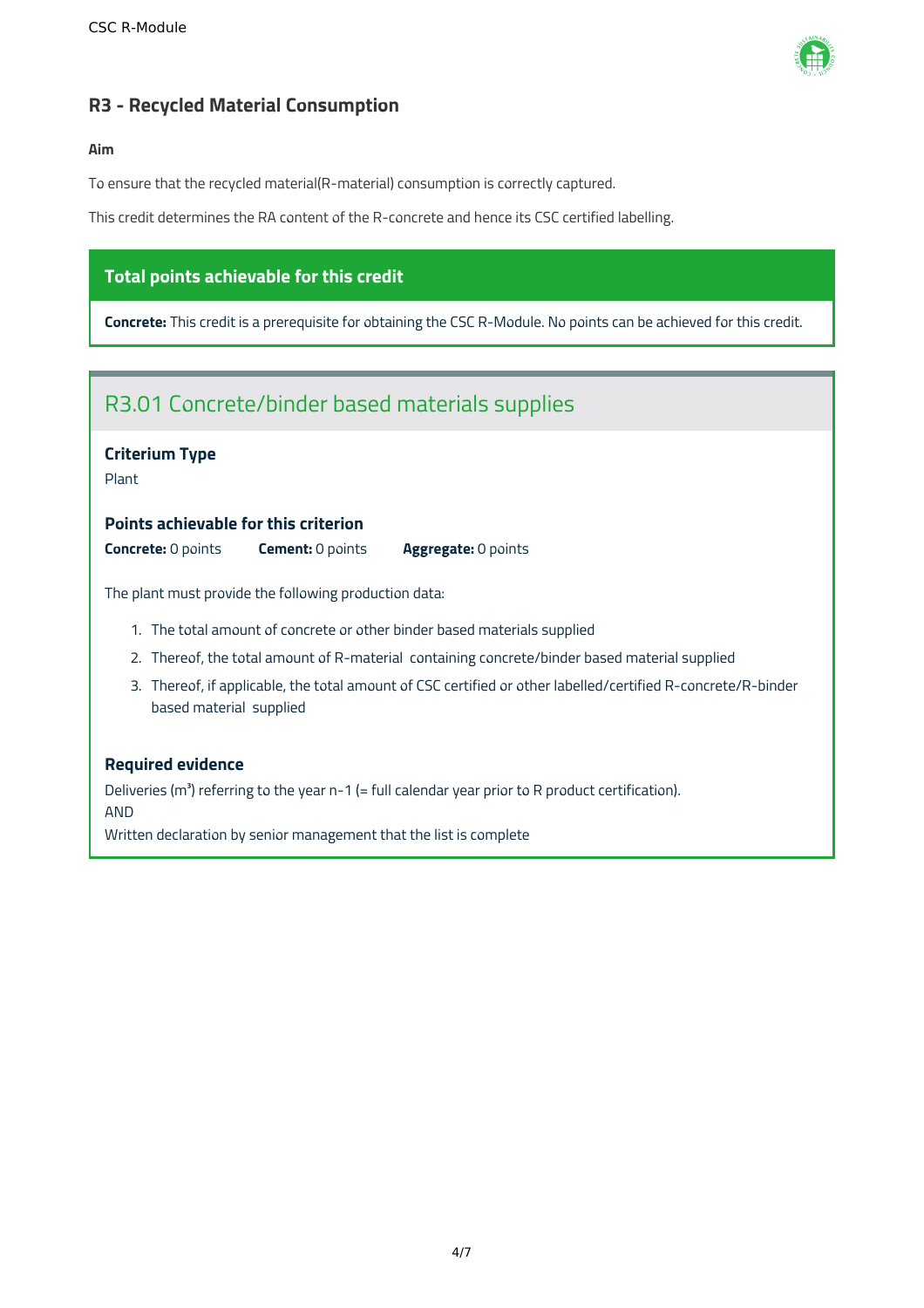## R3 - Recycled Material Consumption

**Aim**

To ensure that the recycled material(R-material) consumption is correctly captured.

This credit determines the RA content of the R-concrete and hence its CSC certified labelling.

### Total points achievable for this credit

**Concrete:** This credit is a prerequisite for obtaining the CSC R-Module. No points can be achieved for this credit.

### R3.01 Concrete/binder based materials supplies

**Criterium Type**

Plant

**Points achievable for this criterion**

**Concrete:** 0 points **Cement:** 0 points **Aggregate:** 0 points

The plant must provide the following production data:

1. The total amount of concrete or other binder based materials supplied
2. Thereof, the total amount of R-material containing concrete/binder based material supplied
3. Thereof, if applicable, the total amount of CSC certified or other labelled/certified R-concrete/R-binder based material supplied

**Required evidence**

Deliveries ($m^3$) referring to the year n-1 (= full calendar year prior to R product certification).
AND
Written declaration by senior management that the list is complete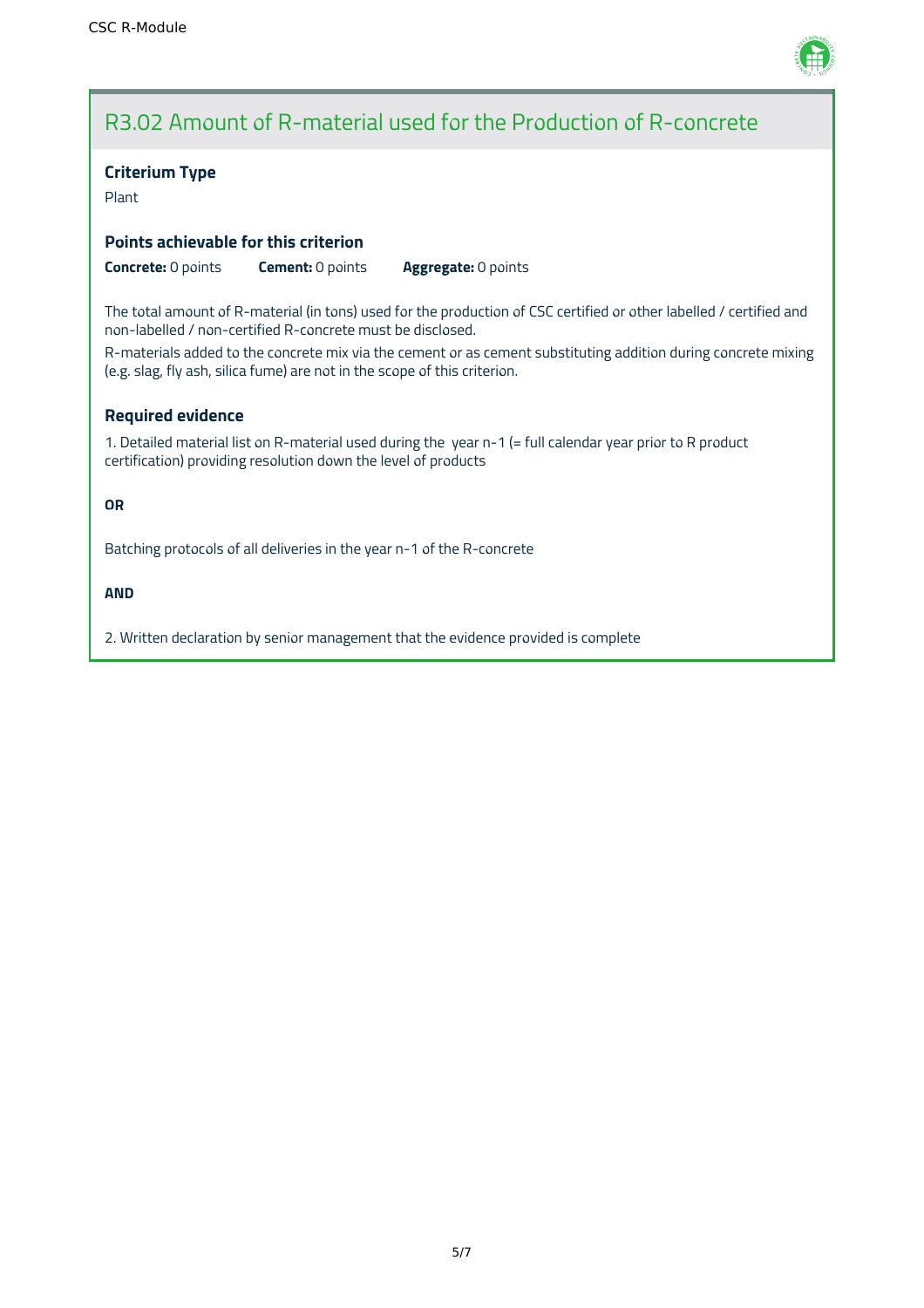## R3.02 Amount of R-material used for the Production of R-concrete

### Criterium Type

Plant

### Points achievable for this criterion

**Concrete:** 0 points **Cement:** 0 points **Aggregate:** 0 points

The total amount of R-material (in tons) used for the production of CSC certified or other labelled / certified and non-labelled / non-certified R-concrete must be disclosed.

R-materials added to the concrete mix via the cement or as cement substituting addition during concrete mixing (e.g. slag, fly ash, silica fume) are not in the scope of this criterion.

### Required evidence

1. Detailed material list on R-material used during the year n-1 (= full calendar year prior to R product certification) providing resolution down the level of products

**OR**

Batching protocols of all deliveries in the year n-1 of the R-concrete

**AND**

2. Written declaration by senior management that the evidence provided is complete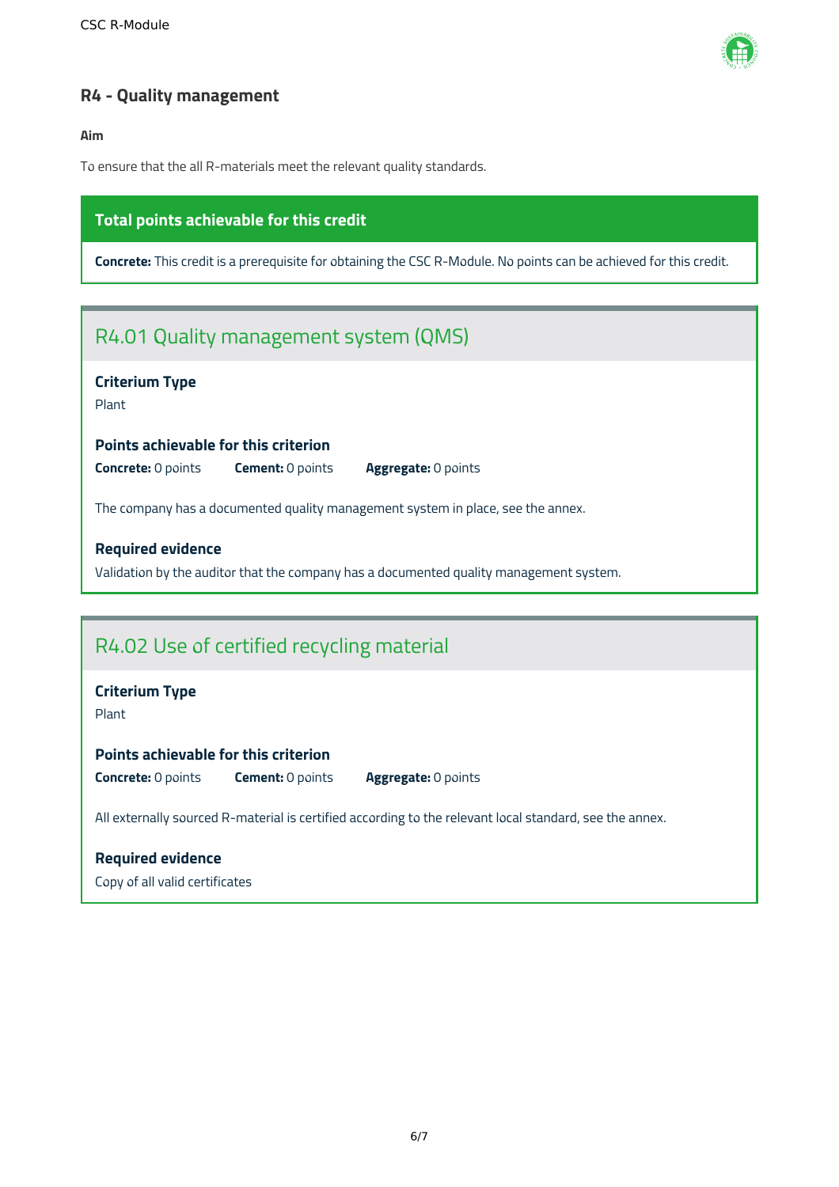## R4 - Quality management

**Aim**

To ensure that the all R-materials meet the relevant quality standards.

**Total points achievable for this credit**

**Concrete:** This credit is a prerequisite for obtaining the CSC R-Module. No points can be achieved for this credit.

### R4.01 Quality management system (QMS)

**Criterium Type**

Plant

**Points achievable for this criterion**

**Concrete:** 0 points **Cement:** 0 points **Aggregate:** 0 points

The company has a documented quality management system in place, see the annex.

**Required evidence**

Validation by the auditor that the company has a documented quality management system.

### R4.02 Use of certified recycling material

**Criterium Type**

Plant

**Points achievable for this criterion**

**Concrete:** 0 points **Cement:** 0 points **Aggregate:** 0 points

All externally sourced R-material is certified according to the relevant local standard, see the annex.

**Required evidence**

Copy of all valid certificates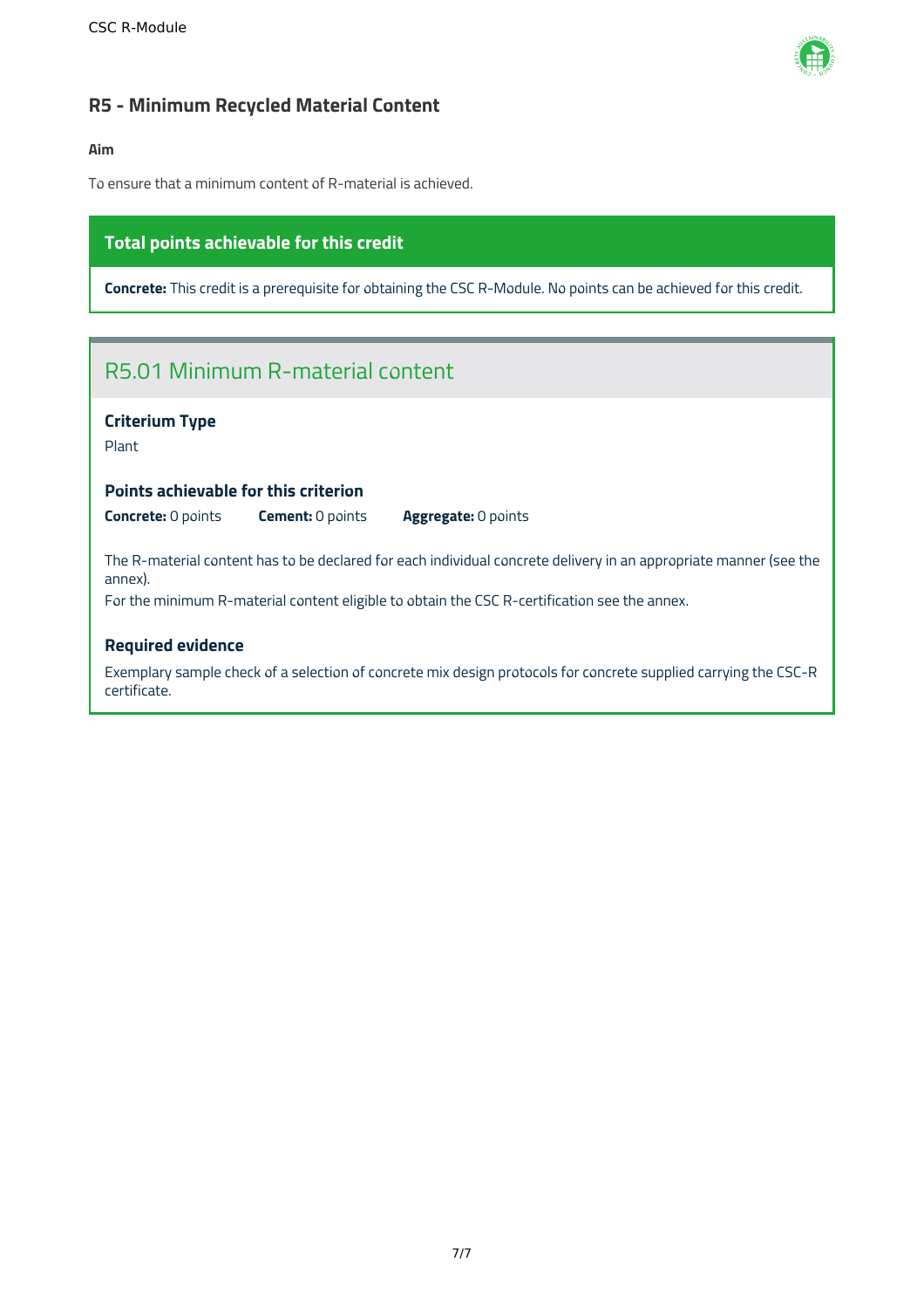## R5 - Minimum Recycled Material Content

**Aim**

To ensure that a minimum content of R-material is achieved.

**Total points achievable for this credit**

**Concrete:** This credit is a prerequisite for obtaining the CSC R-Module. No points can be achieved for this credit.

### R5.01 Minimum R-material content

**Criterium Type**

Plant

**Points achievable for this criterion**

**Concrete:** 0 points **Cement:** 0 points **Aggregate:** 0 points

The R-material content has to be declared for each individual concrete delivery in an appropriate manner (see the annex).
For the minimum R-material content eligible to obtain the CSC R-certification see the annex.

**Required evidence**

Exemplary sample check of a selection of concrete mix design protocols for concrete supplied carrying the CSC-R certificate.